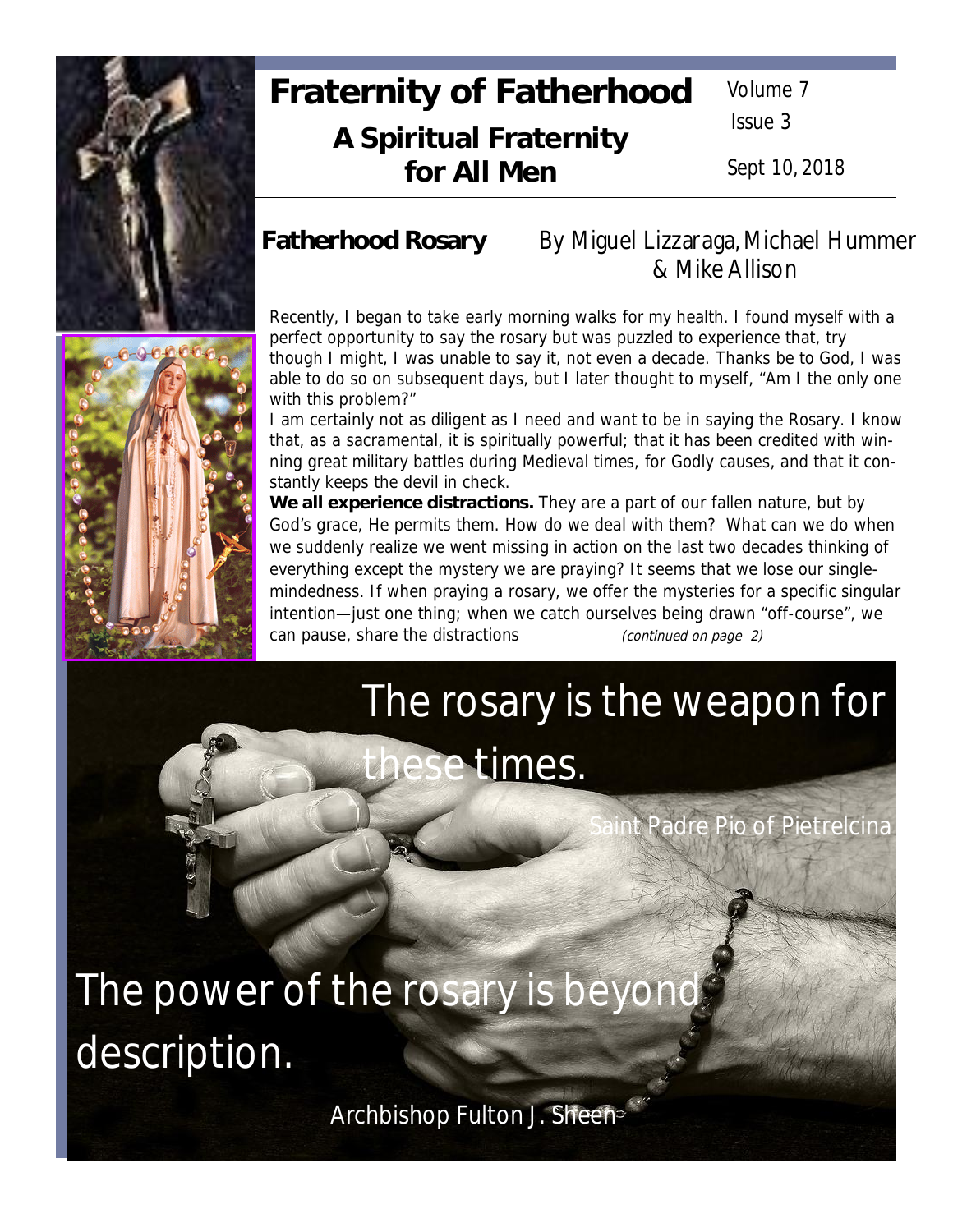# Fraternity of Fatherhood

## A Spiritual Fraternity for All Men

Volume 7
Issue 3

Sept 10, 2018

## Fatherhood Rosary

By Miguel Lizzaraga, Michael Hummer & Mike Allison

Recently, I began to take early morning walks for my health. I found myself with a perfect opportunity to say the rosary but was puzzled to experience that, try though I might, I was unable to say it, not even a decade. Thanks be to God, I was able to do so on subsequent days, but I later thought to myself, "Am I the only one with this problem?"

I am certainly not as diligent as I need and want to be in saying the Rosary. I know that, as a sacramental, it is spiritually powerful; that it has been credited with winning great military battles during Medieval times, for Godly causes, and that it constantly keeps the devil in check.

**We all experience distractions.** They are a part of our fallen nature, but by God's grace, He permits them. How do we deal with them? What can we do when we suddenly realize we went missing in action on the last two decades thinking of everything except the mystery we are praying? It seems that we lose our single-mindedness. If when praying a rosary, we offer the mysteries for a specific singular intention—just one thing; when we catch ourselves being drawn "off-course", we can pause, share the distractions *(continued on page 2)*

The rosary is the weapon for these times.

Saint Padre Pio of Pietrelcina

The power of the rosary is beyond description.

Archbishop Fulton J. Sheen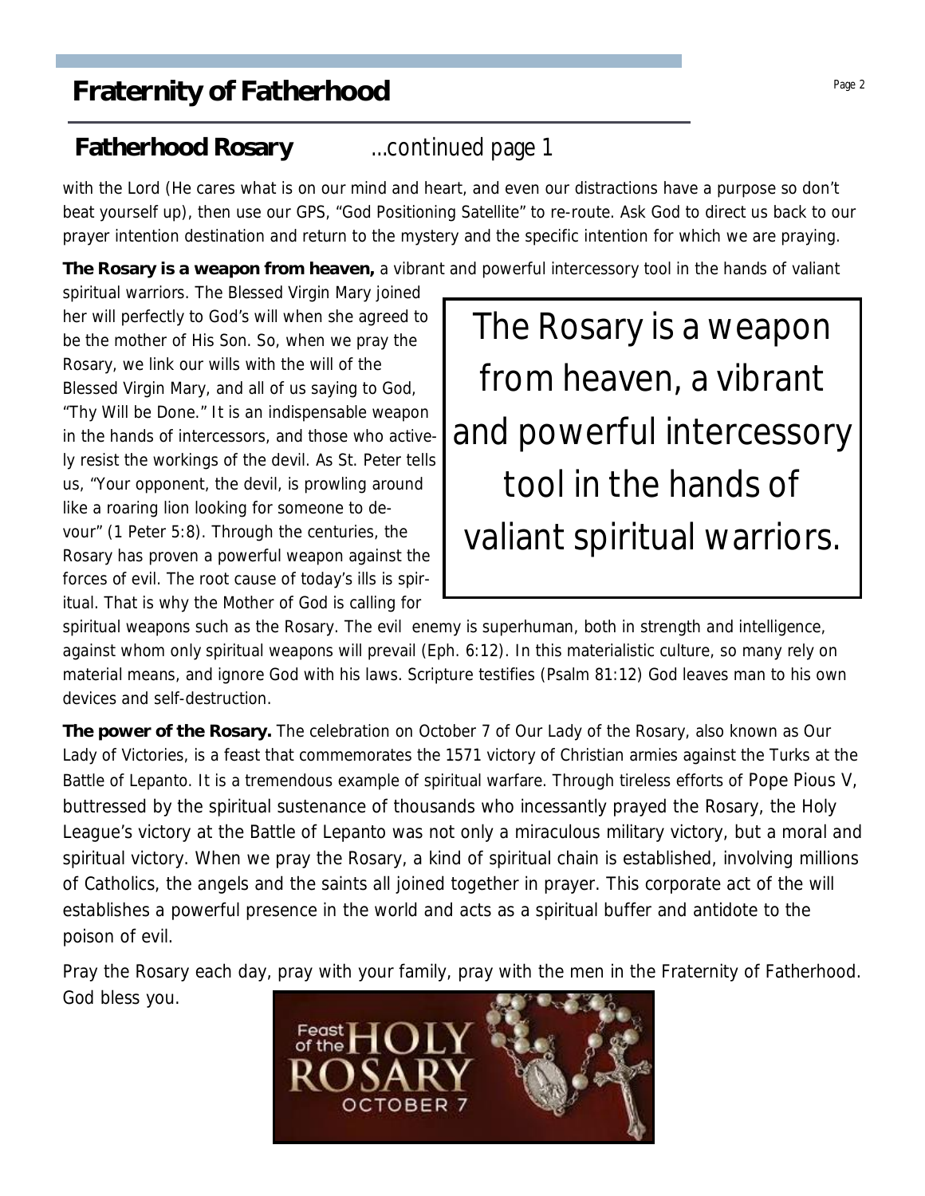# Fraternity of Fatherhood

## Fatherhood Rosary ...continued page 1

with the Lord (He cares what is on our mind and heart, and even our distractions have a purpose so don't beat yourself up), then use our GPS, "God Positioning Satellite" to re-route. Ask God to direct us back to our prayer intention destination and return to the mystery and the specific intention for which we are praying.

**The Rosary is a weapon from heaven,** a vibrant and powerful intercessory tool in the hands of valiant spiritual warriors. The Blessed Virgin Mary joined her will perfectly to God's will when she agreed to be the mother of His Son. So, when we pray the Rosary, we link our wills with the will of the Blessed Virgin Mary, and all of us saying to God, "Thy Will be Done." It is an indispensable weapon in the hands of intercessors, and those who actively resist the workings of the devil. As St. Peter tells us, "Your opponent, the devil, is prowling around like a roaring lion looking for someone to devour" (1 Peter 5:8). Through the centuries, the Rosary has proven a powerful weapon against the forces of evil. The root cause of today's ills is spiritual. That is why the Mother of God is calling for spiritual weapons such as the Rosary. The evil enemy is superhuman, both in strength and intelligence, against whom only spiritual weapons will prevail (Eph. 6:12). In this materialistic culture, so many rely on material means, and ignore God with his laws. Scripture testifies (Psalm 81:12) God leaves man to his own devices and self-destruction.

> The Rosary is a weapon from heaven, a vibrant and powerful intercessory tool in the hands of valiant spiritual warriors.

**The power of the Rosary.** The celebration on October 7 of Our Lady of the Rosary, also known as Our Lady of Victories, is a feast that commemorates the 1571 victory of Christian armies against the Turks at the Battle of Lepanto. It is a tremendous example of spiritual warfare. Through tireless efforts of Pope Pious V, buttressed by the spiritual sustenance of thousands who incessantly prayed the Rosary, the Holy League's victory at the Battle of Lepanto was not only a miraculous military victory, but a moral and spiritual victory. When we pray the Rosary, a kind of spiritual chain is established, involving millions of Catholics, the angels and the saints all joined together in prayer. This corporate act of the will establishes a powerful presence in the world and acts as a spiritual buffer and antidote to the poison of evil.

Pray the Rosary each day, pray with your family, pray with the men in the Fraternity of Fatherhood. God bless you.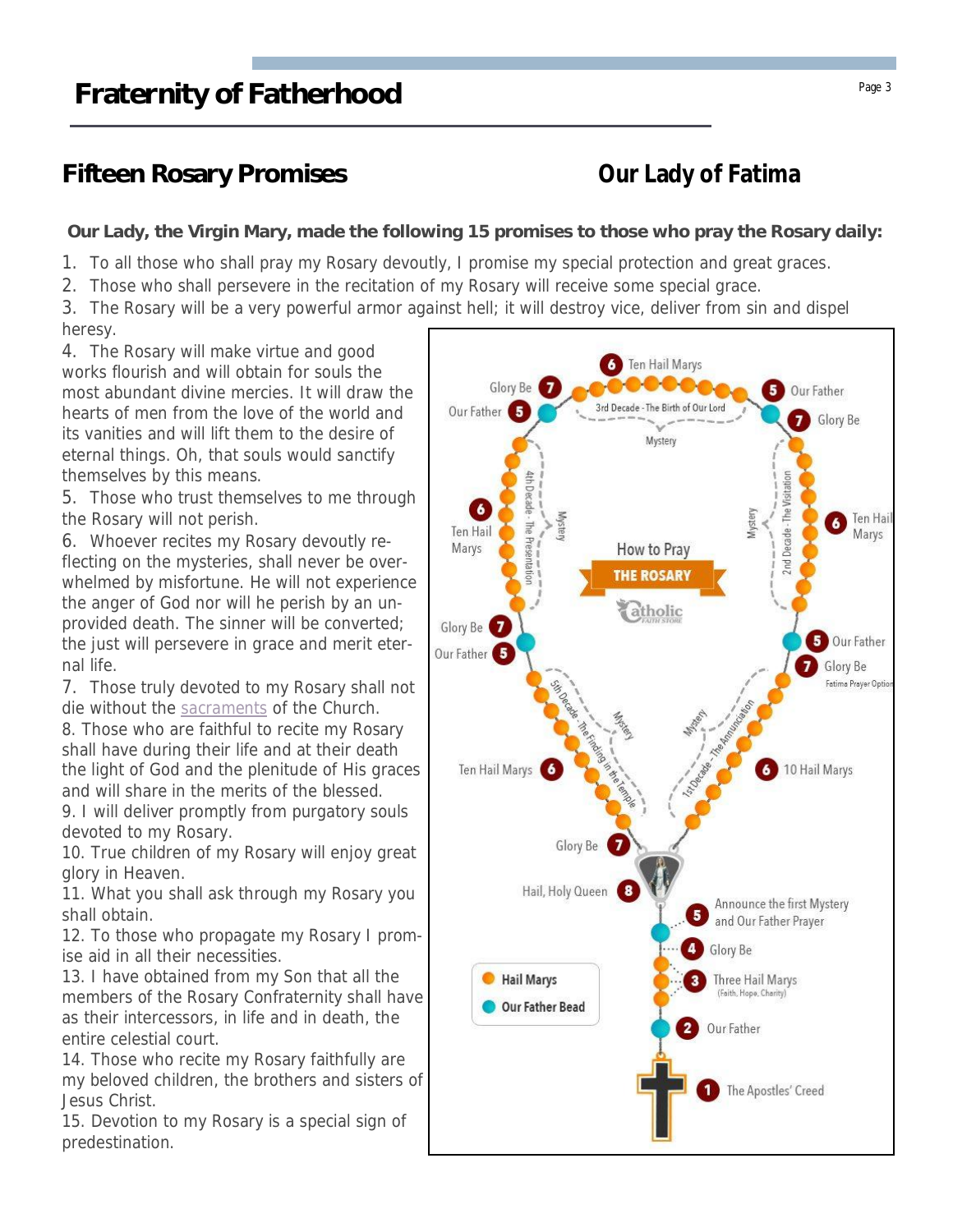## Fifteen Rosary Promises

## Our Lady of Fatima

**Our Lady, the Virgin Mary, made the following 15 promises to those who pray the Rosary daily:**

1. To all those who shall pray my Rosary devoutly, I promise my special protection and great graces.
2. Those who shall persevere in the recitation of my Rosary will receive some special grace.
3. The Rosary will be a very powerful armor against hell; it will destroy vice, deliver from sin and dispel heresy.
4. The Rosary will make virtue and good works flourish and will obtain for souls the most abundant divine mercies. It will draw the hearts of men from the love of the world and its vanities and will lift them to the desire of eternal things. Oh, that souls would sanctify themselves by this means.
5. Those who trust themselves to me through the Rosary will not perish.
6. Whoever recites my Rosary devoutly reflecting on the mysteries, shall never be overwhelmed by misfortune. He will not experience the anger of God nor will he perish by an unprovided death. The sinner will be converted; the just will persevere in grace and merit eternal life.
7. Those truly devoted to my Rosary shall not die without the sacraments of the Church.
8. Those who are faithful to recite my Rosary shall have during their life and at their death the light of God and the plenitude of His graces and will share in the merits of the blessed.
9. I will deliver promptly from purgatory souls devoted to my Rosary.
10. True children of my Rosary will enjoy great glory in Heaven.
11. What you shall ask through my Rosary you shall obtain.
12. To those who propagate my Rosary I promise aid in all their necessities.
13. I have obtained from my Son that all the members of the Rosary Confraternity shall have as their intercessors, in life and in death, the entire celestial court.
14. Those who recite my Rosary faithfully are my beloved children, the brothers and sisters of Jesus Christ.
15. Devotion to my Rosary is a special sign of predestination.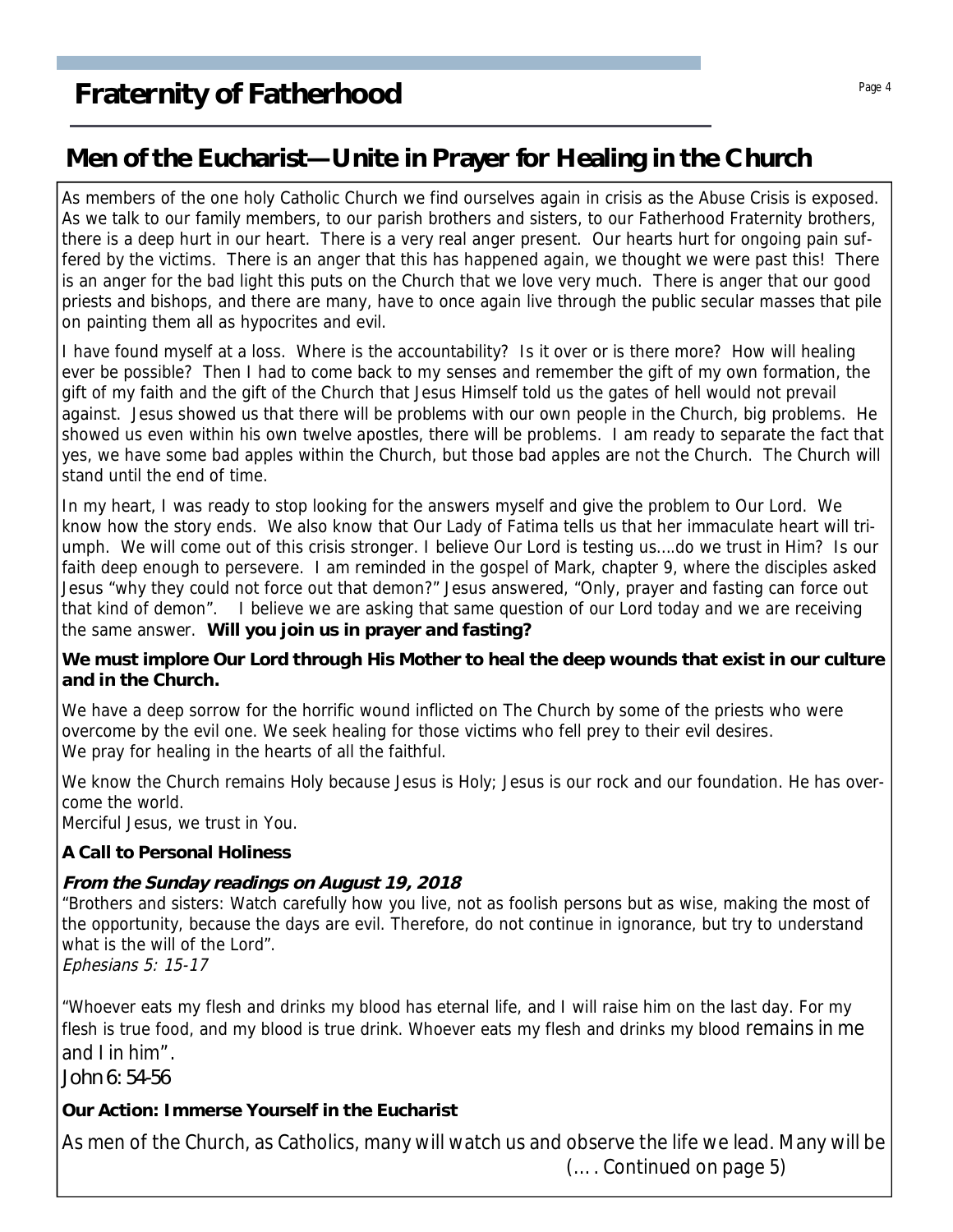# Fraternity of Fatherhood

## Men of the Eucharist—Unite in Prayer for Healing in the Church

As members of the one holy Catholic Church we find ourselves again in crisis as the Abuse Crisis is exposed. As we talk to our family members, to our parish brothers and sisters, to our Fatherhood Fraternity brothers, there is a deep hurt in our heart. There is a very real anger present. Our hearts hurt for ongoing pain suffered by the victims. There is an anger that this has happened again, we thought we were past this! There is an anger for the bad light this puts on the Church that we love very much. There is anger that our good priests and bishops, and there are many, have to once again live through the public secular masses that pile on painting them all as hypocrites and evil.

I have found myself at a loss. Where is the accountability? Is it over or is there more? How will healing ever be possible? Then I had to come back to my senses and remember the gift of my own formation, the gift of my faith and the gift of the Church that Jesus Himself told us the gates of hell would not prevail against. Jesus showed us that there will be problems with our own people in the Church, big problems. He showed us even within his own twelve apostles, there will be problems. I am ready to separate the fact that yes, we have some bad apples within the Church, but those bad apples are not the Church. The Church will stand until the end of time.

In my heart, I was ready to stop looking for the answers myself and give the problem to Our Lord. We know how the story ends. We also know that Our Lady of Fatima tells us that her immaculate heart will triumph. We will come out of this crisis stronger. I believe Our Lord is testing us….do we trust in Him? Is our faith deep enough to persevere. I am reminded in the gospel of Mark, chapter 9, where the disciples asked Jesus "why they could not force out that demon?" Jesus answered, "Only, prayer and fasting can force out that kind of demon". I believe we are asking that same question of our Lord today and we are receiving the same answer. **Will you join us in prayer and fasting?**

**We must implore Our Lord through His Mother to heal the deep wounds that exist in our culture and in the Church.**

We have a deep sorrow for the horrific wound inflicted on The Church by some of the priests who were overcome by the evil one. We seek healing for those victims who fell prey to their evil desires.
We pray for healing in the hearts of all the faithful.

We know the Church remains Holy because Jesus is Holy; Jesus is our rock and our foundation. He has overcome the world.
Merciful Jesus, we trust in You.

**A Call to Personal Holiness**

***From the Sunday readings on August 19, 2018***

"Brothers and sisters: Watch carefully how you live, not as foolish persons but as wise, making the most of the opportunity, because the days are evil. Therefore, do not continue in ignorance, but try to understand what is the will of the Lord".
*Ephesians 5: 15-17*

"Whoever eats my flesh and drinks my blood has eternal life, and I will raise him on the last day. For my flesh is true food, and my blood is true drink. Whoever eats my flesh and drinks my blood remains in me and I in him".
John 6: 54-56

**Our Action: Immerse Yourself in the Eucharist**

As men of the Church, as Catholics, many will watch us and observe the life we lead. Many will be

(…. Continued on page 5)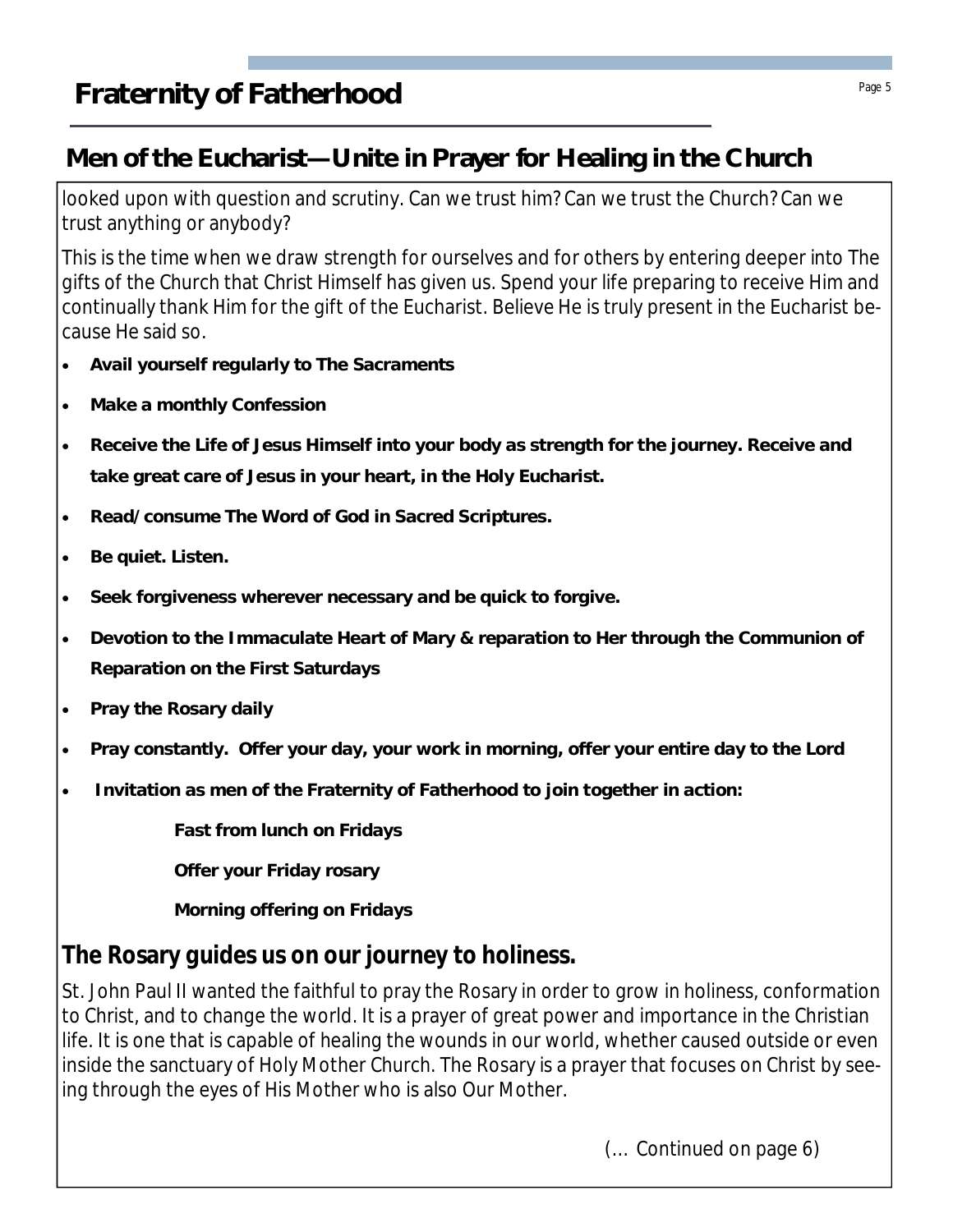# Fraternity of Fatherhood

## Men of the Eucharist—Unite in Prayer for Healing in the Church

looked upon with question and scrutiny. Can we trust him? Can we trust the Church? Can we trust anything or anybody?

This is the time when we draw strength for ourselves and for others by entering deeper into The gifts of the Church that Christ Himself has given us. Spend your life preparing to receive Him and continually thank Him for the gift of the Eucharist. Believe He is truly present in the Eucharist because He said so.

- **Avail yourself regularly to The Sacraments**
- **Make a monthly Confession**
- **Receive the Life of Jesus Himself into your body as strength for the journey. Receive and take great care of Jesus in your heart, in the Holy Eucharist.**
- **Read/consume The Word of God in Sacred Scriptures.**
- **Be quiet. Listen.**
- **Seek forgiveness wherever necessary and be quick to forgive.**
- **Devotion to the Immaculate Heart of Mary & reparation to Her through the Communion of Reparation on the First Saturdays**
- **Pray the Rosary daily**
- **Pray constantly. Offer your day, your work in morning, offer your entire day to the Lord**
- **Invitation as men of the Fraternity of Fatherhood to join together in action:**

  **Fast from lunch on Fridays**

  **Offer your Friday rosary**

  **Morning offering on Fridays**

### The Rosary guides us on our journey to holiness.

St. John Paul II wanted the faithful to pray the Rosary in order to grow in holiness, conformation to Christ, and to change the world. It is a prayer of great power and importance in the Christian life. It is one that is capable of healing the wounds in our world, whether caused outside or even inside the sanctuary of Holy Mother Church. The Rosary is a prayer that focuses on Christ by seeing through the eyes of His Mother who is also Our Mother.

(… Continued on page 6)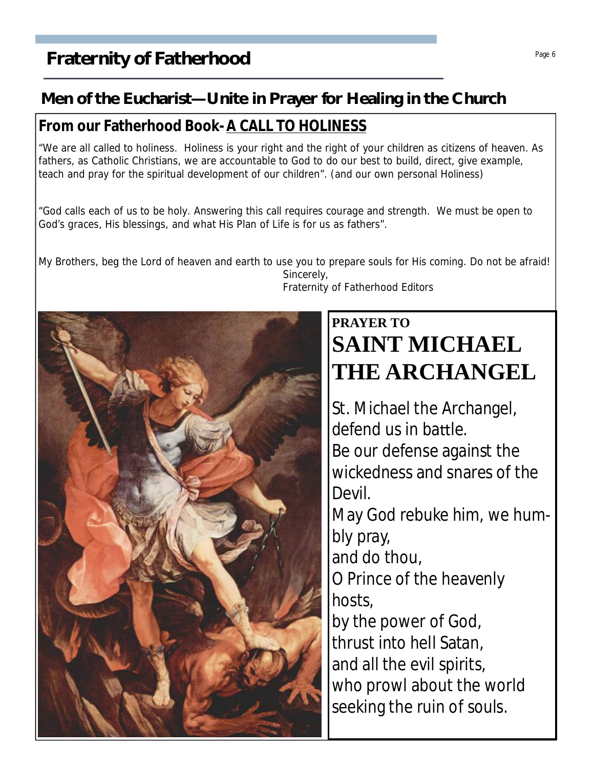# Fraternity of Fatherhood

## Men of the Eucharist—Unite in Prayer for Healing in the Church

### From our Fatherhood Book- A CALL TO HOLINESS

"We are all called to holiness. Holiness is your right and the right of your children as citizens of heaven. As fathers, as Catholic Christians, we are accountable to God to do our best to build, direct, give example, teach and pray for the spiritual development of our children". (and our own personal Holiness)

"God calls each of us to be holy. Answering this call requires courage and strength. We must be open to God's graces, His blessings, and what His Plan of Life is for us as fathers".

My Brothers, beg the Lord of heaven and earth to use you to prepare souls for His coming. Do not be afraid!

Sincerely,
Fraternity of Fatherhood Editors

## PRAYER TO SAINT MICHAEL THE ARCHANGEL

St. Michael the Archangel,
defend us in battle.
Be our defense against the wickedness and snares of the Devil.
May God rebuke him, we humbly pray,
and do thou,
O Prince of the heavenly hosts,
by the power of God,
thrust into hell Satan,
and all the evil spirits,
who prowl about the world
seeking the ruin of souls.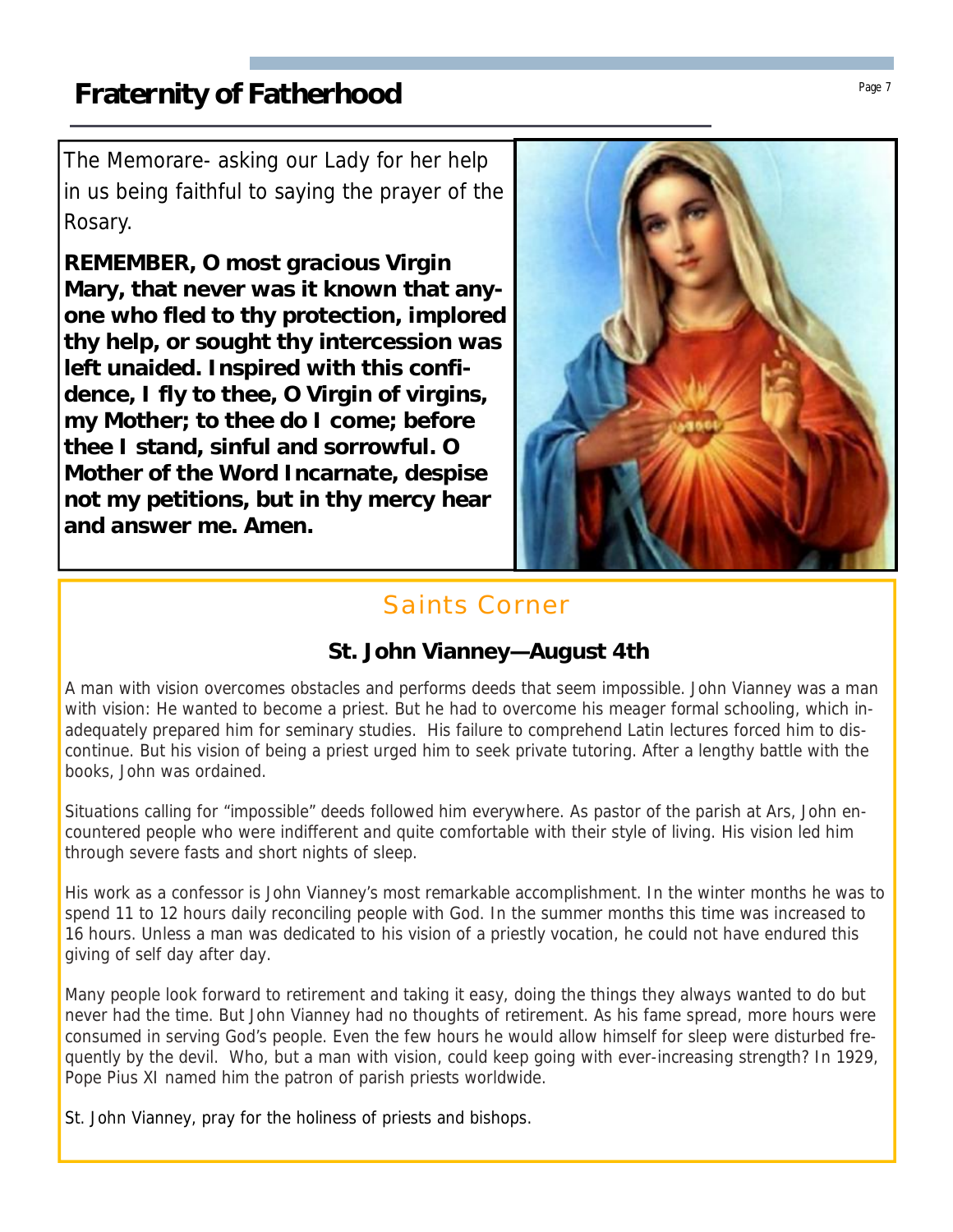The Memorare- asking our Lady for her help in us being faithful to saying the prayer of the Rosary.

**REMEMBER, O most gracious Virgin Mary, that never was it known that anyone who fled to thy protection, implored thy help, or sought thy intercession was left unaided. Inspired with this confidence, I fly to thee, O Virgin of virgins, my Mother; to thee do I come; before thee I stand, sinful and sorrowful. O Mother of the Word Incarnate, despise not my petitions, but in thy mercy hear and answer me. Amen.**

## Saints Corner

### St. John Vianney—August 4th

A man with vision overcomes obstacles and performs deeds that seem impossible. John Vianney was a man with vision: He wanted to become a priest. But he had to overcome his meager formal schooling, which inadequately prepared him for seminary studies. His failure to comprehend Latin lectures forced him to discontinue. But his vision of being a priest urged him to seek private tutoring. After a lengthy battle with the books, John was ordained.

Situations calling for "impossible" deeds followed him everywhere. As pastor of the parish at Ars, John encountered people who were indifferent and quite comfortable with their style of living. His vision led him through severe fasts and short nights of sleep.

His work as a confessor is John Vianney's most remarkable accomplishment. In the winter months he was to spend 11 to 12 hours daily reconciling people with God. In the summer months this time was increased to 16 hours. Unless a man was dedicated to his vision of a priestly vocation, he could not have endured this giving of self day after day.

Many people look forward to retirement and taking it easy, doing the things they always wanted to do but never had the time. But John Vianney had no thoughts of retirement. As his fame spread, more hours were consumed in serving God's people. Even the few hours he would allow himself for sleep were disturbed frequently by the devil. Who, but a man with vision, could keep going with ever-increasing strength? In 1929, Pope Pius XI named him the patron of parish priests worldwide.

St. John Vianney, pray for the holiness of priests and bishops.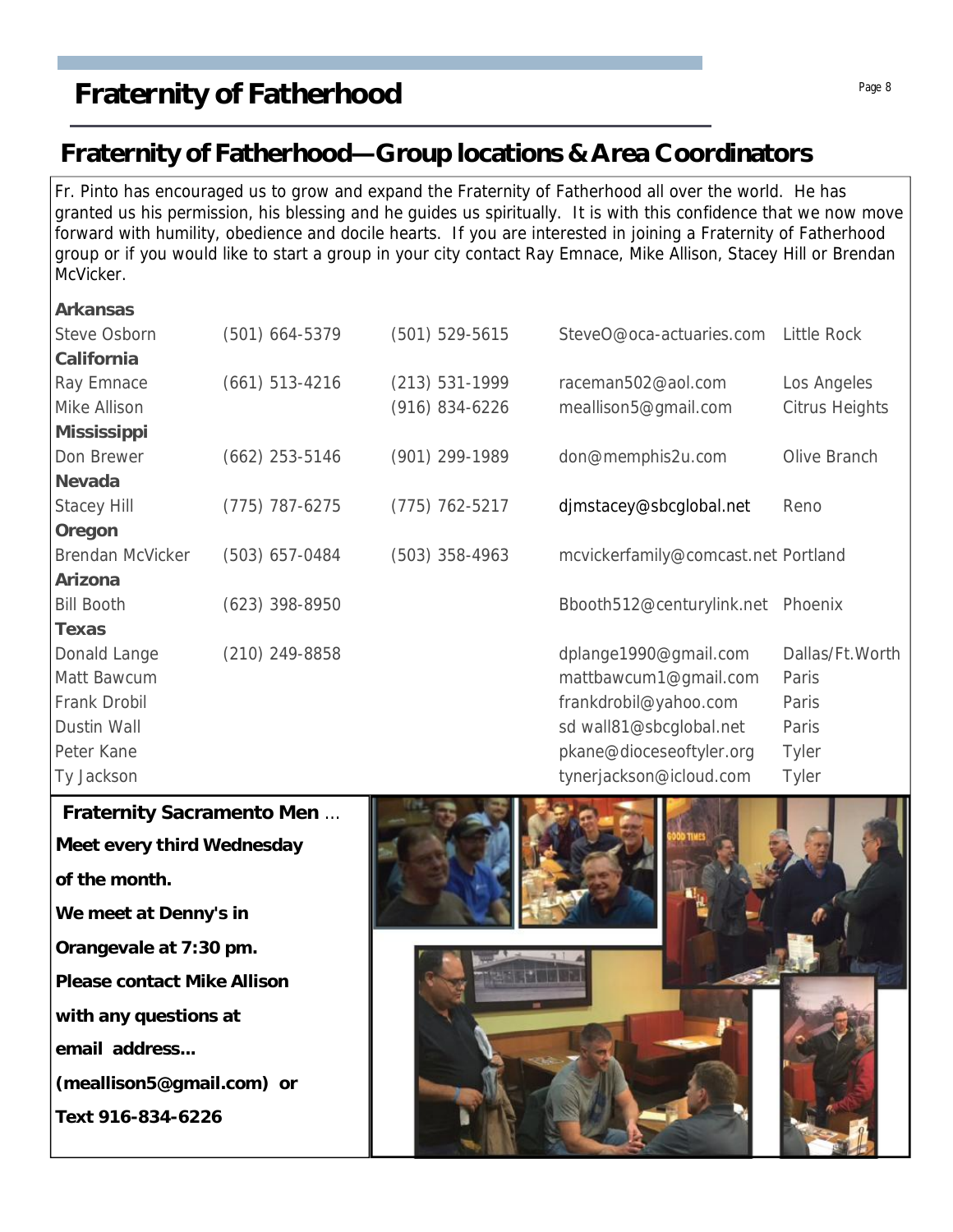# Fraternity of Fatherhood

## Fraternity of Fatherhood—Group locations & Area Coordinators

Fr. Pinto has encouraged us to grow and expand the Fraternity of Fatherhood all over the world. He has granted us his permission, his blessing and he guides us spiritually. It is with this confidence that we now move forward with humility, obedience and docile hearts. If you are interested in joining a Fraternity of Fatherhood group or if you would like to start a group in your city contact Ray Emnace, Mike Allison, Stacey Hill or Brendan McVicker.

| | | | | |
|---|---|---|---|---|
| **Arkansas** | | | | |
| Steve Osborn | (501) 664-5379 | (501) 529-5615 | SteveO@oca-actuaries.com | Little Rock |
| **California** | | | | |
| Ray Emnace | (661) 513-4216 | (213) 531-1999 | raceman502@aol.com | Los Angeles |
| Mike Allison | | (916) 834-6226 | meallison5@gmail.com | Citrus Heights |
| **Mississippi** | | | | |
| Don Brewer | (662) 253-5146 | (901) 299-1989 | don@memphis2u.com | Olive Branch |
| **Nevada** | | | | |
| Stacey Hill | (775) 787-6275 | (775) 762-5217 | djmstacey@sbcglobal.net | Reno |
| **Oregon** | | | | |
| Brendan McVicker | (503) 657-0484 | (503) 358-4963 | mcvickerfamily@comcast.net | Portland |
| **Arizona** | | | | |
| Bill Booth | (623) 398-8950 | | Bbooth512@centurylink.net | Phoenix |
| **Texas** | | | | |
| Donald Lange | (210) 249-8858 | | dplange1990@gmail.com | Dallas/Ft.Worth |
| Matt Bawcum | | | mattbawcum1@gmail.com | Paris |
| Frank Drobil | | | frankdrobil@yahoo.com | Paris |
| Dustin Wall | | | sd wall81@sbcglobal.net | Paris |
| Peter Kane | | | pkane@dioceseoftyler.org | Tyler |
| Ty Jackson | | | tynerjackson@icloud.com | Tyler |

**Fraternity Sacramento Men ...**

**Meet every third Wednesday of the month.**

**We meet at Denny's in Orangevale at 7:30 pm.**

**Please contact Mike Allison with any questions at email address... (meallison5@gmail.com) or Text 916-834-6226**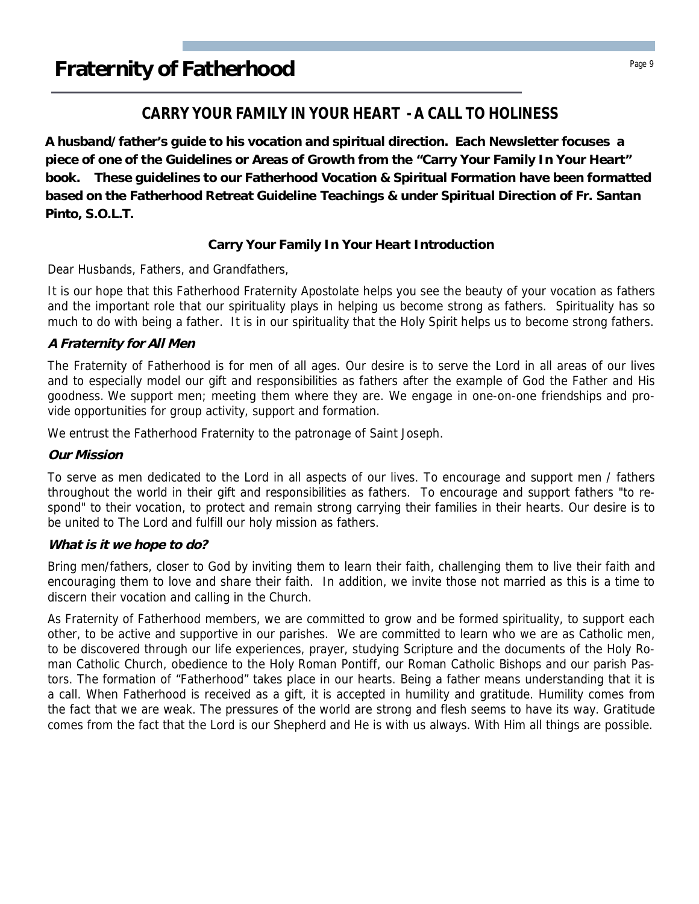# Fraternity of Fatherhood

## CARRY YOUR FAMILY IN YOUR HEART - A CALL TO HOLINESS

**A husband/father's guide to his vocation and spiritual direction. Each Newsletter focuses a piece of one of the Guidelines or Areas of Growth from the "Carry Your Family In Your Heart" book. These guidelines to our Fatherhood Vocation & Spiritual Formation have been formatted based on the Fatherhood Retreat Guideline Teachings & under Spiritual Direction of Fr. Santan Pinto, S.O.L.T.**

### Carry Your Family In Your Heart Introduction

Dear Husbands, Fathers, and Grandfathers,

It is our hope that this Fatherhood Fraternity Apostolate helps you see the beauty of your vocation as fathers and the important role that our spirituality plays in helping us become strong as fathers. Spirituality has so much to do with being a father. It is in our spirituality that the Holy Spirit helps us to become strong fathers.

#### *A Fraternity for All Men*

The Fraternity of Fatherhood is for men of all ages. Our desire is to serve the Lord in all areas of our lives and to especially model our gift and responsibilities as fathers after the example of God the Father and His goodness. We support men; meeting them where they are. We engage in one-on-one friendships and provide opportunities for group activity, support and formation.

We entrust the Fatherhood Fraternity to the patronage of Saint Joseph.

#### *Our Mission*

To serve as men dedicated to the Lord in all aspects of our lives. To encourage and support men / fathers throughout the world in their gift and responsibilities as fathers. To encourage and support fathers "to respond" to their vocation, to protect and remain strong carrying their families in their hearts. Our desire is to be united to The Lord and fulfill our holy mission as fathers.

#### *What is it we hope to do?*

Bring men/fathers, closer to God by inviting them to learn their faith, challenging them to live their faith and encouraging them to love and share their faith. In addition, we invite those not married as this is a time to discern their vocation and calling in the Church.

As Fraternity of Fatherhood members, we are committed to grow and be formed spirituality, to support each other, to be active and supportive in our parishes. We are committed to learn who we are as Catholic men, to be discovered through our life experiences, prayer, studying Scripture and the documents of the Holy Roman Catholic Church, obedience to the Holy Roman Pontiff, our Roman Catholic Bishops and our parish Pastors. The formation of "Fatherhood" takes place in our hearts. Being a father means understanding that it is a call. When Fatherhood is received as a gift, it is accepted in humility and gratitude. Humility comes from the fact that we are weak. The pressures of the world are strong and flesh seems to have its way. Gratitude comes from the fact that the Lord is our Shepherd and He is with us always. With Him all things are possible.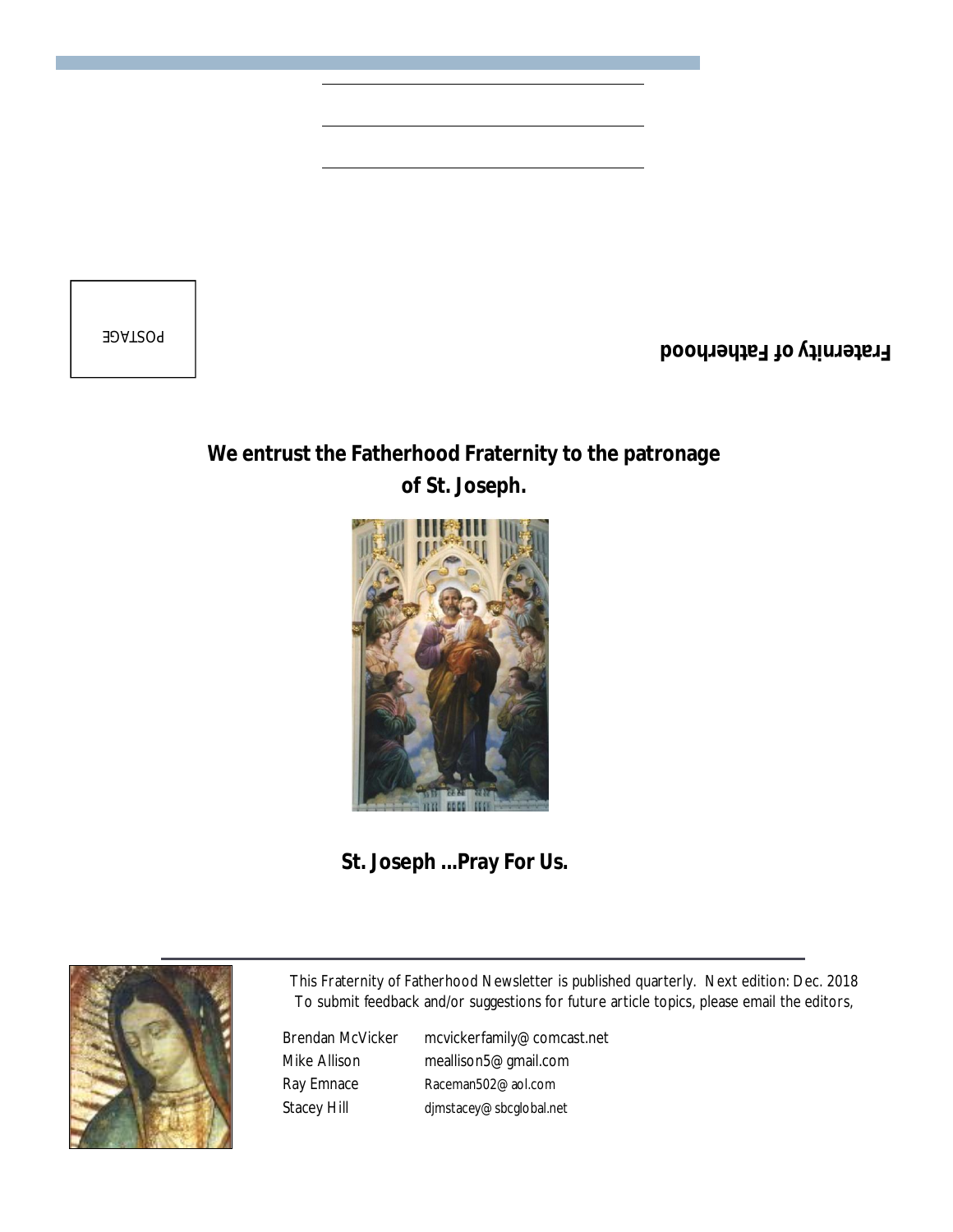POSTAGE

**Fraternity of Fatherhood**

**We entrust the Fatherhood Fraternity to the patronage of St. Joseph.**

**St. Joseph ...Pray For Us.**

This Fraternity of Fatherhood Newsletter is published quarterly. Next edition: Dec. 2018
To submit feedback and/or suggestions for future article topics, please email the editors,

| | |
|---|---|
| Brendan McVicker | mcvickerfamily@comcast.net |
| Mike Allison | meallison5@gmail.com |
| Ray Emnace | Raceman502@aol.com |
| Stacey Hill | djmstacey@sbcglobal.net |